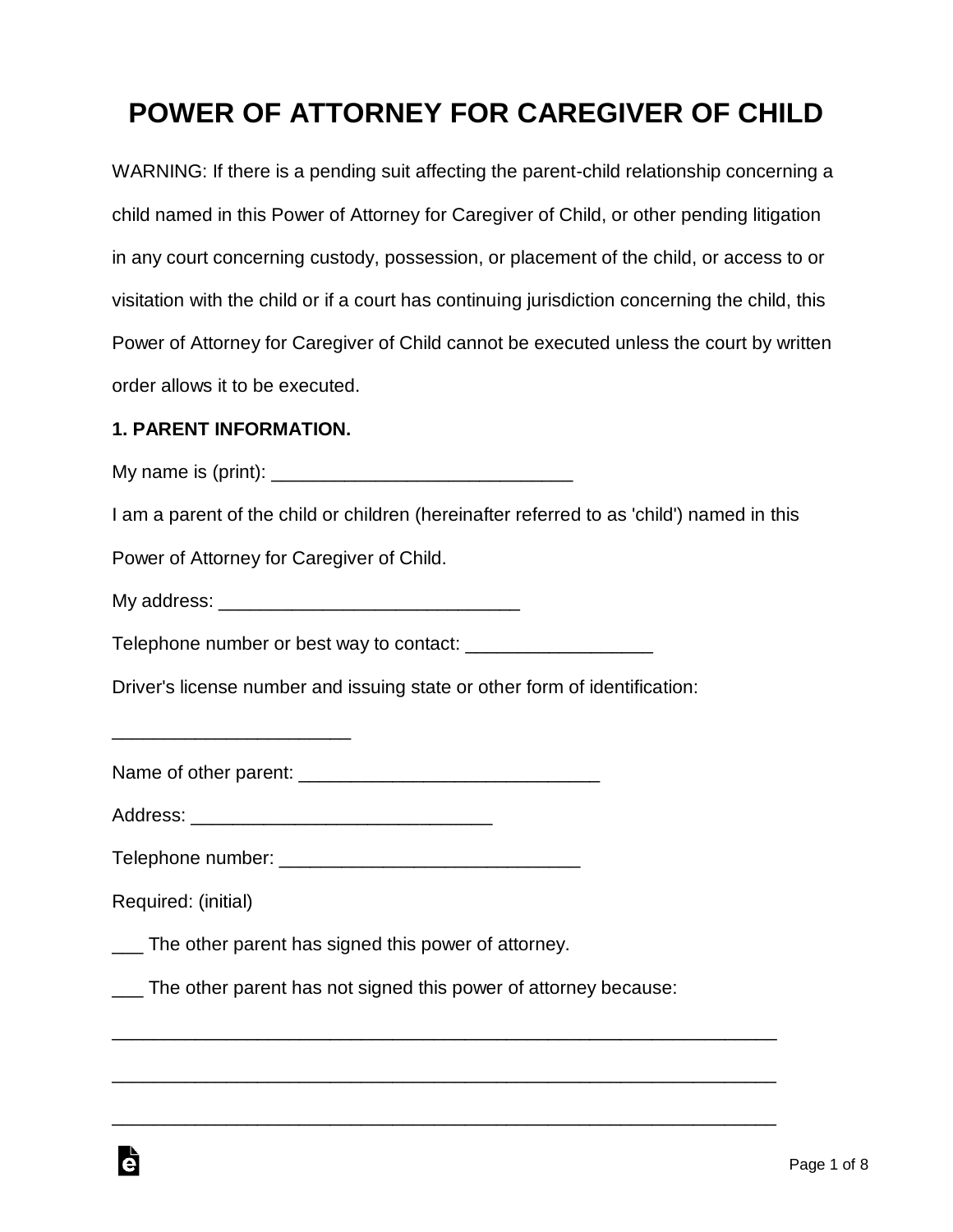# POWER OF ATTORNEY FOR CAREGIVER OF CHILD

WARNING: If there is a pending suit affecting the parent-child relationship concerning a child named in this Power of Attorney for Caregiver of Child, or other pending litigation in any court concerning custody, possession, or placement of the child, or access to or visitation with the child or if a court has continuing jurisdiction concerning the child, this Power of Attorney for Caregiver of Child cannot be executed unless the court by written order allows it to be executed.

**1. PARENT INFORMATION.**

My name is (print): _____________________________

I am a parent of the child or children (hereinafter referred to as 'child') named in this Power of Attorney for Caregiver of Child.

My address: _____________________________

Telephone number or best way to contact: __________________

Driver's license number and issuing state or other form of identification:

_______________________

Name of other parent: _____________________________

Address: _____________________________

Telephone number: _____________________________

Required: (initial)

___ The other parent has signed this power of attorney.

___ The other parent has not signed this power of attorney because:

_________________________________________________________________

_________________________________________________________________

_________________________________________________________________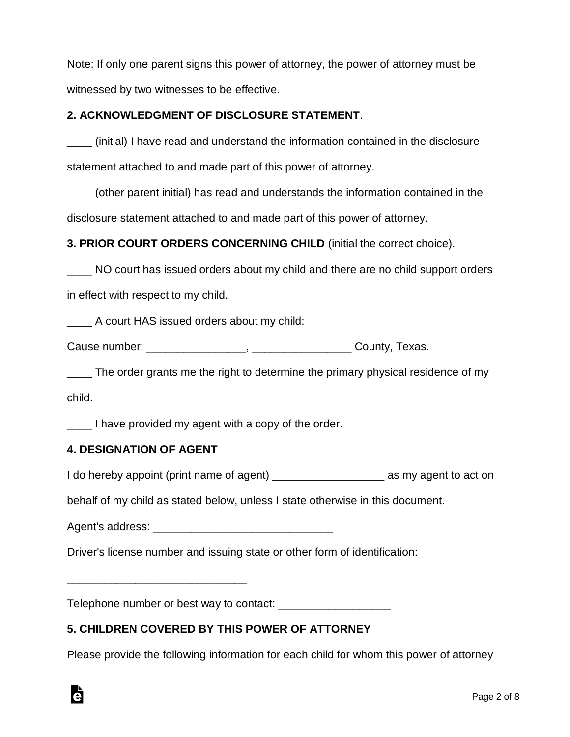Note: If only one parent signs this power of attorney, the power of attorney must be witnessed by two witnesses to be effective.

**2. ACKNOWLEDGMENT OF DISCLOSURE STATEMENT**.

____ (initial) I have read and understand the information contained in the disclosure statement attached to and made part of this power of attorney.

____ (other parent initial) has read and understands the information contained in the disclosure statement attached to and made part of this power of attorney.

**3. PRIOR COURT ORDERS CONCERNING CHILD** (initial the correct choice).

____ NO court has issued orders about my child and there are no child support orders in effect with respect to my child.

____ A court HAS issued orders about my child:

Cause number: ________________, ________________ County, Texas.

____ The order grants me the right to determine the primary physical residence of my child.

____ I have provided my agent with a copy of the order.

**4. DESIGNATION OF AGENT**

I do hereby appoint (print name of agent) __________________ as my agent to act on behalf of my child as stated below, unless I state otherwise in this document.

Agent's address: _____________________________

Driver's license number and issuing state or other form of identification:

_____________________________

Telephone number or best way to contact: __________________

**5. CHILDREN COVERED BY THIS POWER OF ATTORNEY**

Please provide the following information for each child for whom this power of attorney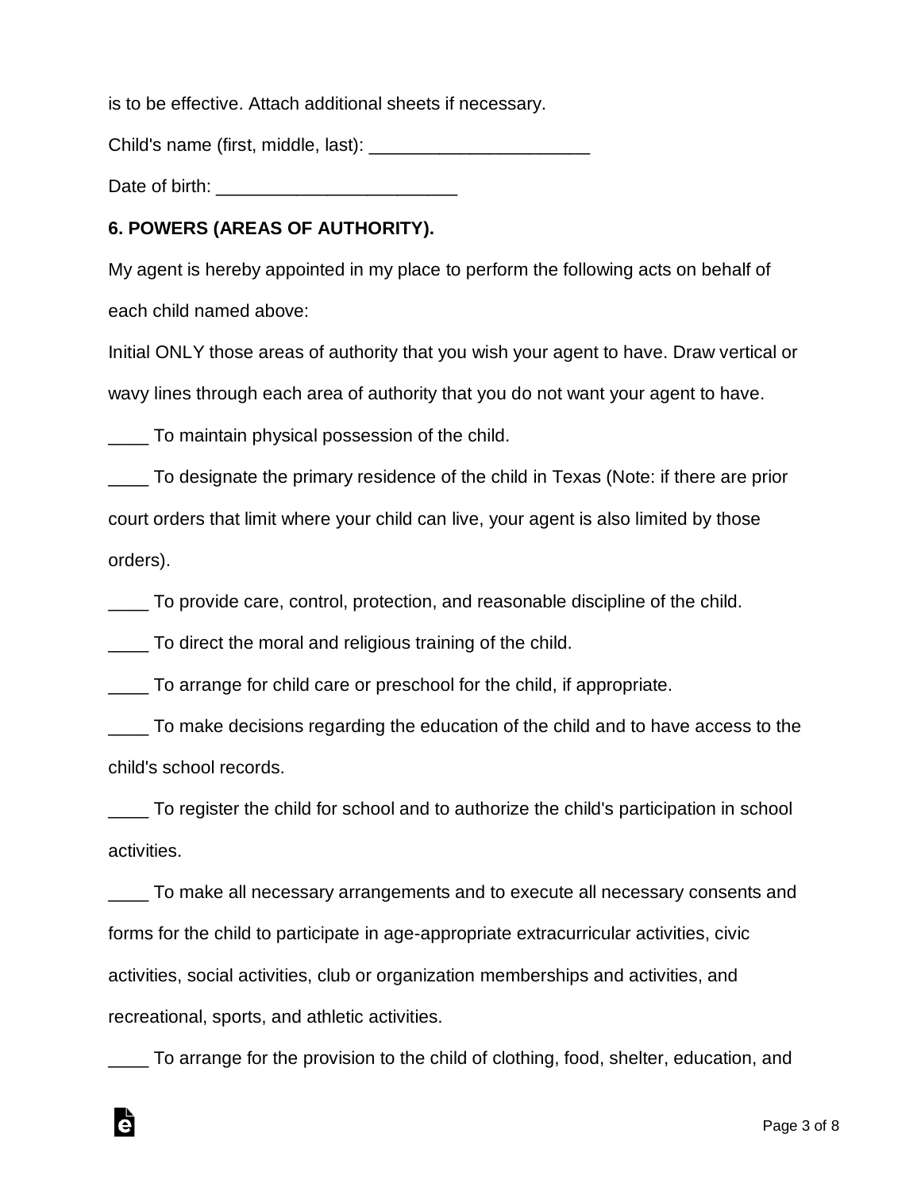is to be effective. Attach additional sheets if necessary.

Child's name (first, middle, last): ______________________

Date of birth: ________________________

**6. POWERS (AREAS OF AUTHORITY).**

My agent is hereby appointed in my place to perform the following acts on behalf of each child named above:

Initial ONLY those areas of authority that you wish your agent to have. Draw vertical or wavy lines through each area of authority that you do not want your agent to have.

____ To maintain physical possession of the child.

____ To designate the primary residence of the child in Texas (Note: if there are prior court orders that limit where your child can live, your agent is also limited by those orders).

____ To provide care, control, protection, and reasonable discipline of the child.

____ To direct the moral and religious training of the child.

____ To arrange for child care or preschool for the child, if appropriate.

____ To make decisions regarding the education of the child and to have access to the child's school records.

____ To register the child for school and to authorize the child's participation in school activities.

____ To make all necessary arrangements and to execute all necessary consents and forms for the child to participate in age-appropriate extracurricular activities, civic activities, social activities, club or organization memberships and activities, and recreational, sports, and athletic activities.

____ To arrange for the provision to the child of clothing, food, shelter, education, and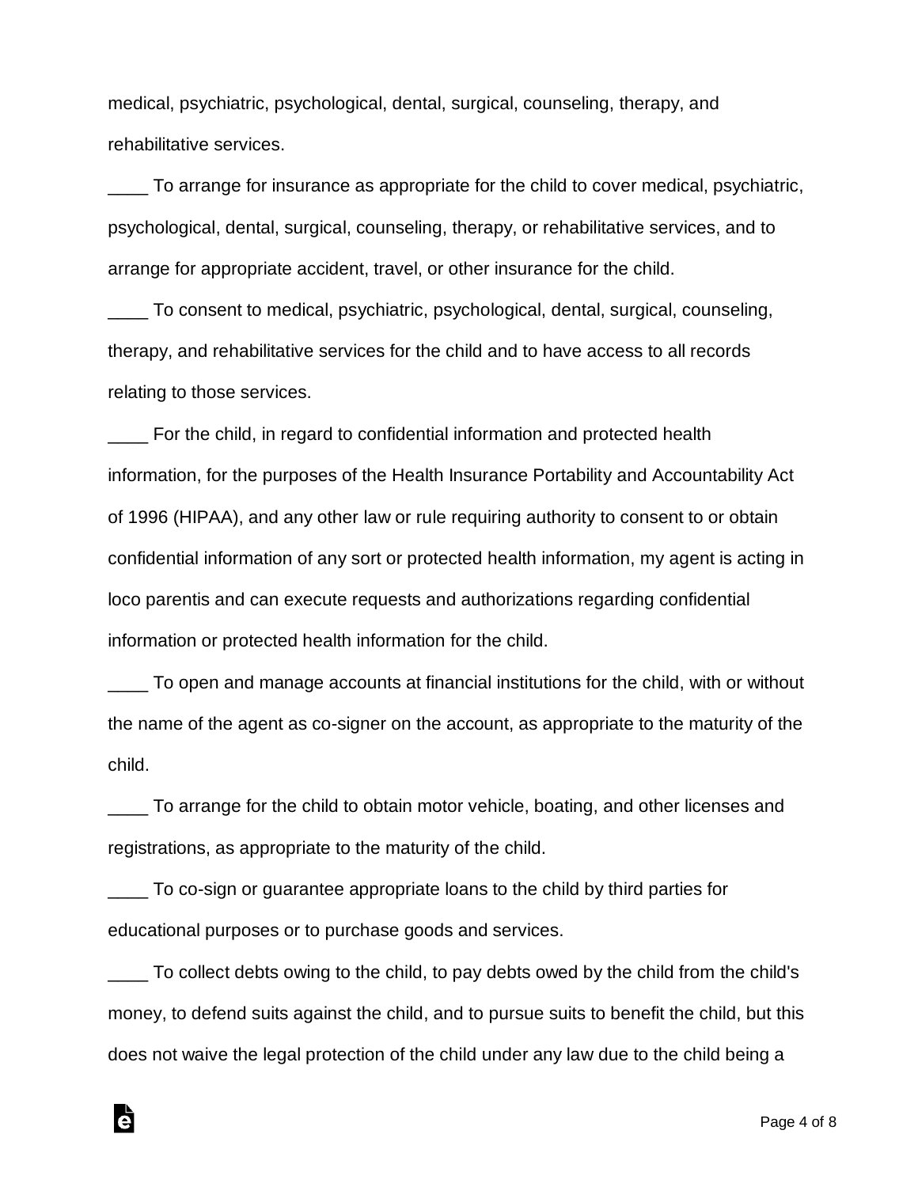medical, psychiatric, psychological, dental, surgical, counseling, therapy, and rehabilitative services.

____ To arrange for insurance as appropriate for the child to cover medical, psychiatric, psychological, dental, surgical, counseling, therapy, or rehabilitative services, and to arrange for appropriate accident, travel, or other insurance for the child.

____ To consent to medical, psychiatric, psychological, dental, surgical, counseling, therapy, and rehabilitative services for the child and to have access to all records relating to those services.

____ For the child, in regard to confidential information and protected health information, for the purposes of the Health Insurance Portability and Accountability Act of 1996 (HIPAA), and any other law or rule requiring authority to consent to or obtain confidential information of any sort or protected health information, my agent is acting in loco parentis and can execute requests and authorizations regarding confidential information or protected health information for the child.

____ To open and manage accounts at financial institutions for the child, with or without the name of the agent as co-signer on the account, as appropriate to the maturity of the child.

____ To arrange for the child to obtain motor vehicle, boating, and other licenses and registrations, as appropriate to the maturity of the child.

____ To co-sign or guarantee appropriate loans to the child by third parties for educational purposes or to purchase goods and services.

____ To collect debts owing to the child, to pay debts owed by the child from the child's money, to defend suits against the child, and to pursue suits to benefit the child, but this does not waive the legal protection of the child under any law due to the child being a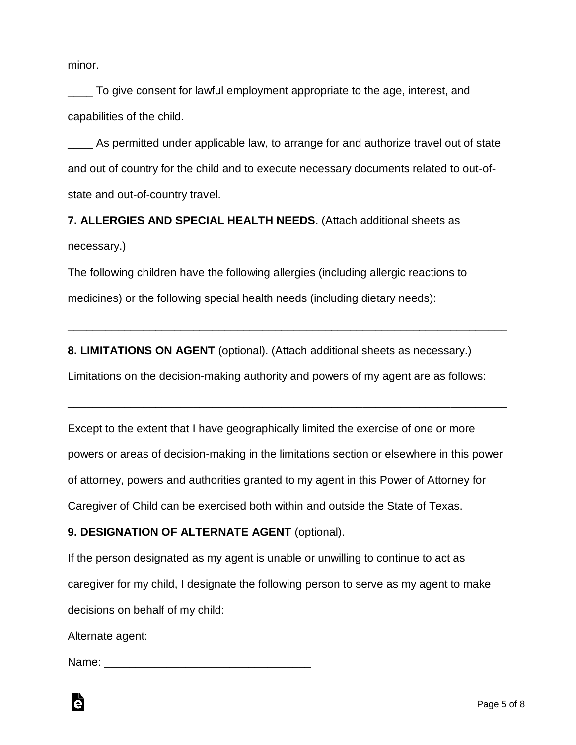minor.

____ To give consent for lawful employment appropriate to the age, interest, and capabilities of the child.

____ As permitted under applicable law, to arrange for and authorize travel out of state and out of country for the child and to execute necessary documents related to out-of-state and out-of-country travel.

**7. ALLERGIES AND SPECIAL HEALTH NEEDS**. (Attach additional sheets as necessary.)

The following children have the following allergies (including allergic reactions to medicines) or the following special health needs (including dietary needs):

______________________________________________________________________

**8. LIMITATIONS ON AGENT** (optional). (Attach additional sheets as necessary.)

Limitations on the decision-making authority and powers of my agent are as follows:

______________________________________________________________________

Except to the extent that I have geographically limited the exercise of one or more powers or areas of decision-making in the limitations section or elsewhere in this power of attorney, powers and authorities granted to my agent in this Power of Attorney for Caregiver of Child can be exercised both within and outside the State of Texas.

**9. DESIGNATION OF ALTERNATE AGENT** (optional).

If the person designated as my agent is unable or unwilling to continue to act as caregiver for my child, I designate the following person to serve as my agent to make decisions on behalf of my child:

Alternate agent:

Name: _________________________________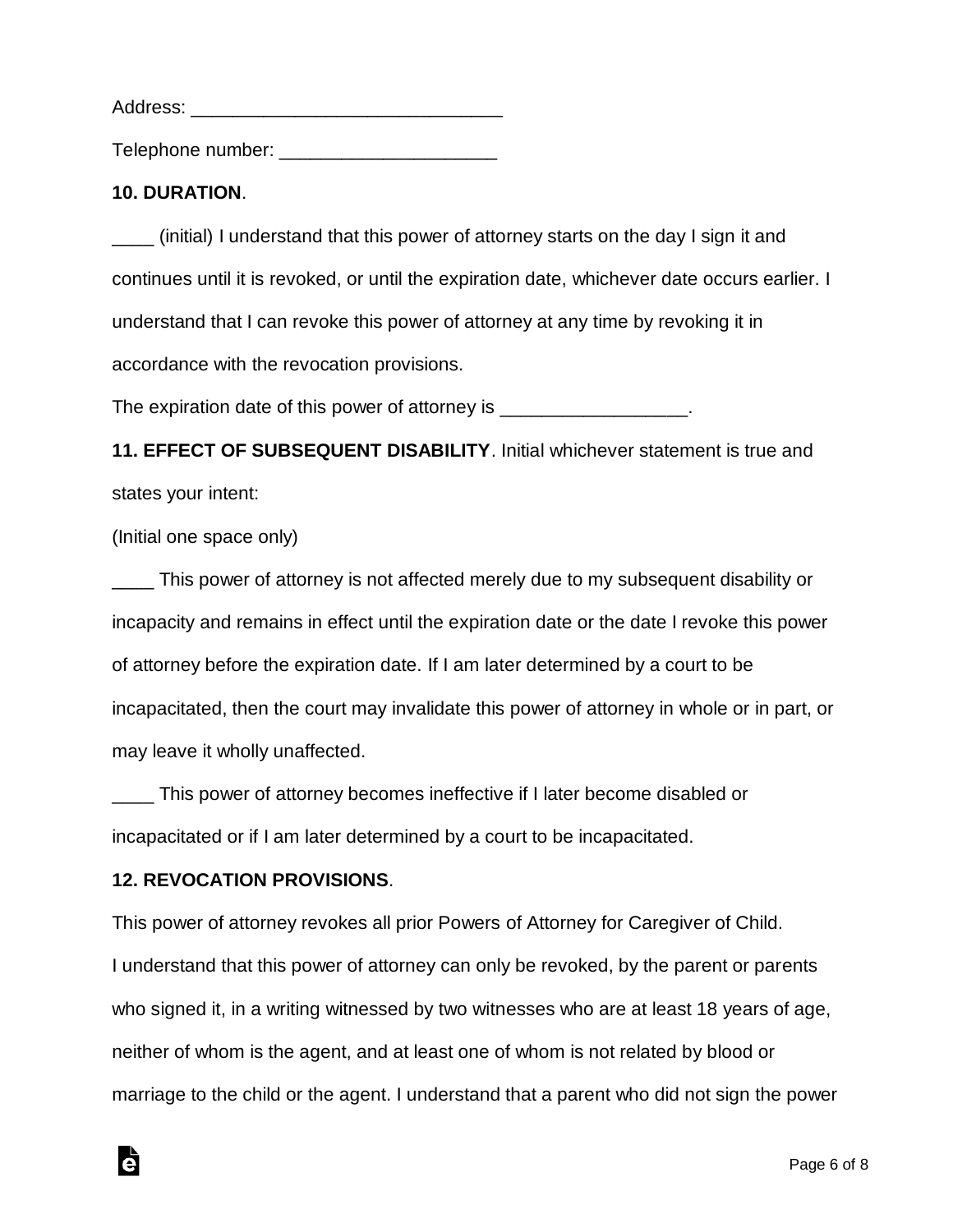Address: ______________________________

Telephone number: _____________________

**10. DURATION**.

____ (initial) I understand that this power of attorney starts on the day I sign it and continues until it is revoked, or until the expiration date, whichever date occurs earlier. I understand that I can revoke this power of attorney at any time by revoking it in accordance with the revocation provisions.

The expiration date of this power of attorney is __________________.

**11. EFFECT OF SUBSEQUENT DISABILITY**. Initial whichever statement is true and states your intent:

(Initial one space only)

____ This power of attorney is not affected merely due to my subsequent disability or incapacity and remains in effect until the expiration date or the date I revoke this power of attorney before the expiration date. If I am later determined by a court to be incapacitated, then the court may invalidate this power of attorney in whole or in part, or may leave it wholly unaffected.

____ This power of attorney becomes ineffective if I later become disabled or incapacitated or if I am later determined by a court to be incapacitated.

**12. REVOCATION PROVISIONS**.

This power of attorney revokes all prior Powers of Attorney for Caregiver of Child.

I understand that this power of attorney can only be revoked, by the parent or parents who signed it, in a writing witnessed by two witnesses who are at least 18 years of age, neither of whom is the agent, and at least one of whom is not related by blood or marriage to the child or the agent. I understand that a parent who did not sign the power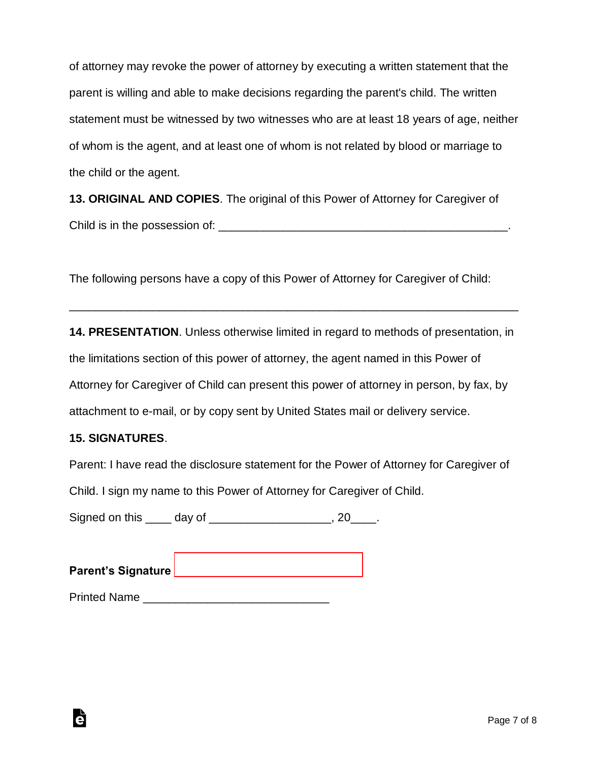of attorney may revoke the power of attorney by executing a written statement that the parent is willing and able to make decisions regarding the parent's child. The written statement must be witnessed by two witnesses who are at least 18 years of age, neither of whom is the agent, and at least one of whom is not related by blood or marriage to the child or the agent.

**13. ORIGINAL AND COPIES**. The original of this Power of Attorney for Caregiver of Child is in the possession of: _______________________________________________.

The following persons have a copy of this Power of Attorney for Caregiver of Child:

_________________________________________________________________________

**14. PRESENTATION**. Unless otherwise limited in regard to methods of presentation, in the limitations section of this power of attorney, the agent named in this Power of Attorney for Caregiver of Child can present this power of attorney in person, by fax, by attachment to e-mail, or by copy sent by United States mail or delivery service.

**15. SIGNATURES**.

Parent: I have read the disclosure statement for the Power of Attorney for Caregiver of Child. I sign my name to this Power of Attorney for Caregiver of Child.

Signed on this ____ day of ___________________, 20____.

**Parent's Signature** ______________________________

Printed Name ______________________________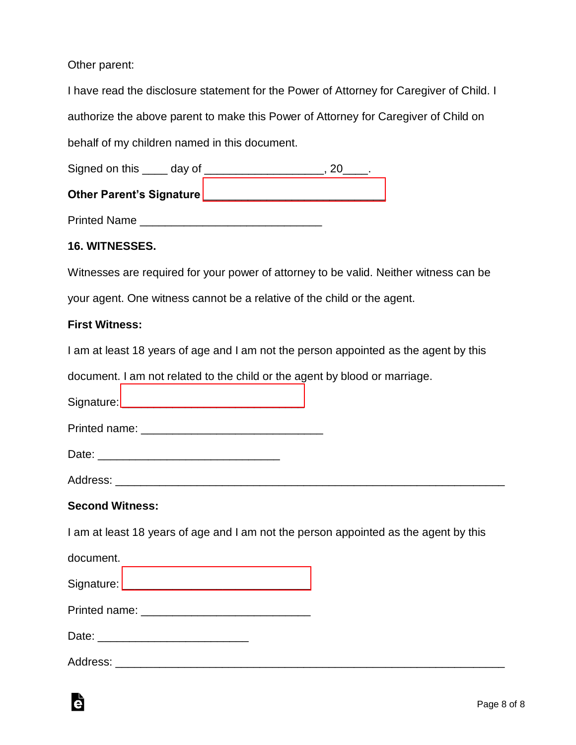Other parent:

I have read the disclosure statement for the Power of Attorney for Caregiver of Child. I authorize the above parent to make this Power of Attorney for Caregiver of Child on behalf of my children named in this document.

Signed on this ____ day of ___________________, 20____.

**Other Parent's Signature** ____________________________

Printed Name _____________________________

**16. WITNESSES.**

Witnesses are required for your power of attorney to be valid. Neither witness can be your agent. One witness cannot be a relative of the child or the agent.

**First Witness:**

I am at least 18 years of age and I am not the person appointed as the agent by this document. I am not related to the child or the agent by blood or marriage.

Signature: ____________________________

Printed name: _____________________________

Date: _____________________________

Address: ______________________________________________________________

**Second Witness:**

I am at least 18 years of age and I am not the person appointed as the agent by this document.

Signature: ____________________________

Printed name: ___________________________

Date: ________________________

Address: ______________________________________________________________